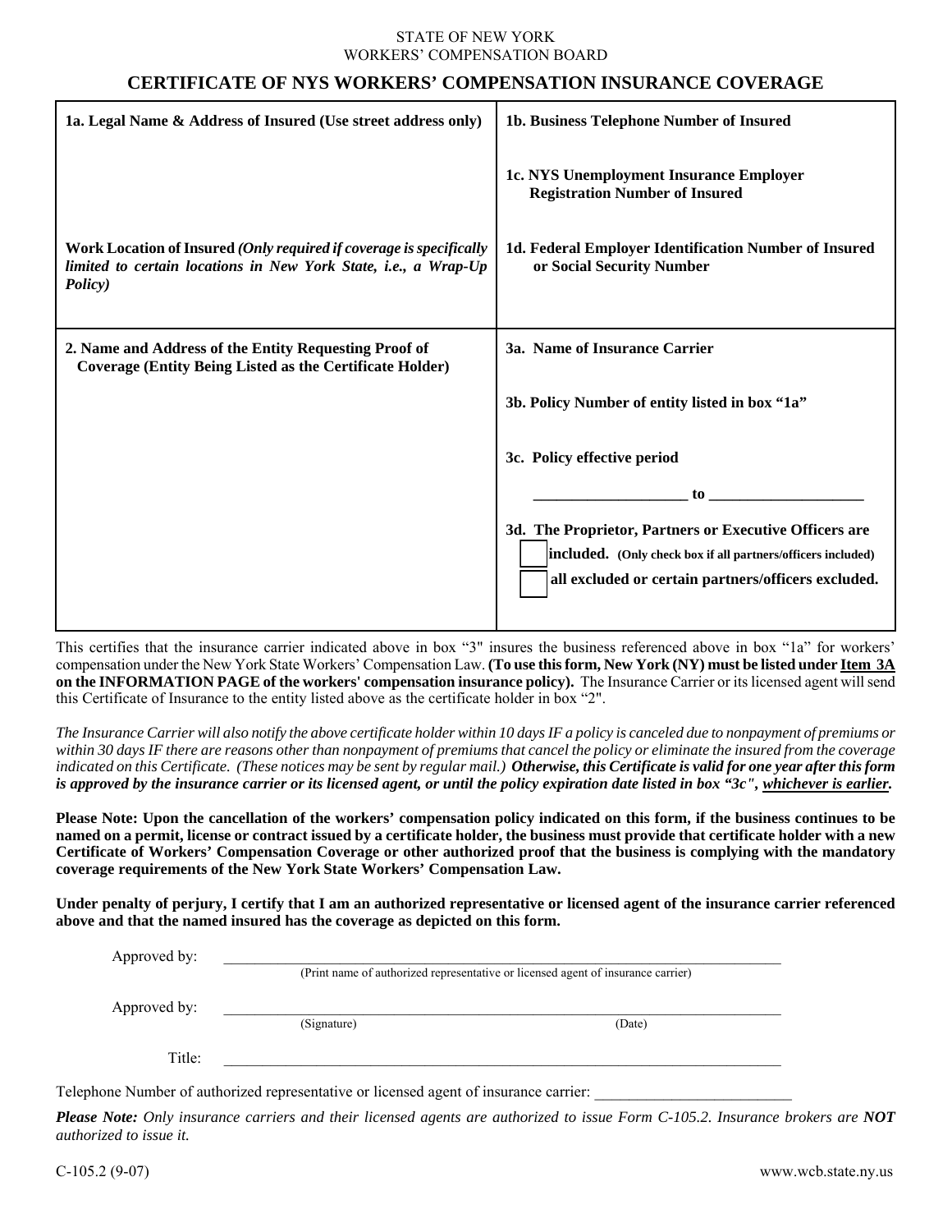STATE OF NEW YORK
WORKERS' COMPENSATION BOARD

# CERTIFICATE OF NYS WORKERS' COMPENSATION INSURANCE COVERAGE

| | |
|---|---|
| **1a. Legal Name & Address of Insured (Use street address only)**<br><br>**Work Location of Insured** ***(Only required if coverage is specifically limited to certain locations in New York State, i.e., a Wrap-Up Policy)*** | **1b. Business Telephone Number of Insured**<br><br>**1c. NYS Unemployment Insurance Employer Registration Number of Insured**<br><br>**1d. Federal Employer Identification Number of Insured or Social Security Number** |
| **2. Name and Address of the Entity Requesting Proof of Coverage (Entity Being Listed as the Certificate Holder)** | **3a. Name of Insurance Carrier**<br><br>**3b. Policy Number of entity listed in box "1a"**<br><br>**3c. Policy effective period**<br><br>\_\_\_\_\_\_\_\_\_\_\_\_\_\_\_\_\_\_\_\_ to \_\_\_\_\_\_\_\_\_\_\_\_\_\_\_\_\_\_\_\_<br><br>**3d. The Proprietor, Partners or Executive Officers are**<br>☐ **included.** **(Only check box if all partners/officers included)**<br>☐ **all excluded or certain partners/officers excluded.** |

This certifies that the insurance carrier indicated above in box "3" insures the business referenced above in box "1a" for workers' compensation under the New York State Workers' Compensation Law. **(To use this form, New York (NY) must be listed under Item 3A on the INFORMATION PAGE of the workers' compensation insurance policy).** The Insurance Carrier or its licensed agent will send this Certificate of Insurance to the entity listed above as the certificate holder in box "2".

*The Insurance Carrier will also notify the above certificate holder within 10 days IF a policy is canceled due to nonpayment of premiums or within 30 days IF there are reasons other than nonpayment of premiums that cancel the policy or eliminate the insured from the coverage indicated on this Certificate. (These notices may be sent by regular mail.)* ***Otherwise, this Certificate is valid for one year after this form is approved by the insurance carrier or its licensed agent, or until the policy expiration date listed in box "3c", whichever is earlier.***

**Please Note: Upon the cancellation of the workers' compensation policy indicated on this form, if the business continues to be named on a permit, license or contract issued by a certificate holder, the business must provide that certificate holder with a new Certificate of Workers' Compensation Coverage or other authorized proof that the business is complying with the mandatory coverage requirements of the New York State Workers' Compensation Law.**

**Under penalty of perjury, I certify that I am an authorized representative or licensed agent of the insurance carrier referenced above and that the named insured has the coverage as depicted on this form.**

Approved by: \_\_\_\_\_\_\_\_\_\_\_\_\_\_\_\_\_\_\_\_\_\_\_\_\_\_\_\_\_\_\_\_\_\_\_\_\_\_\_\_\_\_\_\_\_\_\_\_\_\_\_\_\_\_\_\_\_\_\_\_
(Print name of authorized representative or licensed agent of insurance carrier)

Approved by: \_\_\_\_\_\_\_\_\_\_\_\_\_\_\_\_\_\_\_\_\_\_\_\_\_\_\_\_\_\_\_\_\_\_\_\_\_\_\_\_\_\_\_\_\_\_\_\_\_\_\_\_\_\_\_\_\_\_\_\_
(Signature) (Date)

Title: \_\_\_\_\_\_\_\_\_\_\_\_\_\_\_\_\_\_\_\_\_\_\_\_\_\_\_\_\_\_\_\_\_\_\_\_\_\_\_\_\_\_\_\_\_\_\_\_\_\_\_\_\_\_\_\_\_\_\_\_

Telephone Number of authorized representative or licensed agent of insurance carrier: \_\_\_\_\_\_\_\_\_\_\_\_\_\_\_\_\_\_\_\_\_\_\_\_\_

***Please Note:*** *Only insurance carriers and their licensed agents are authorized to issue Form C-105.2. Insurance brokers are* ***NOT*** *authorized to issue it.*

C-105.2 (9-07) www.wcb.state.ny.us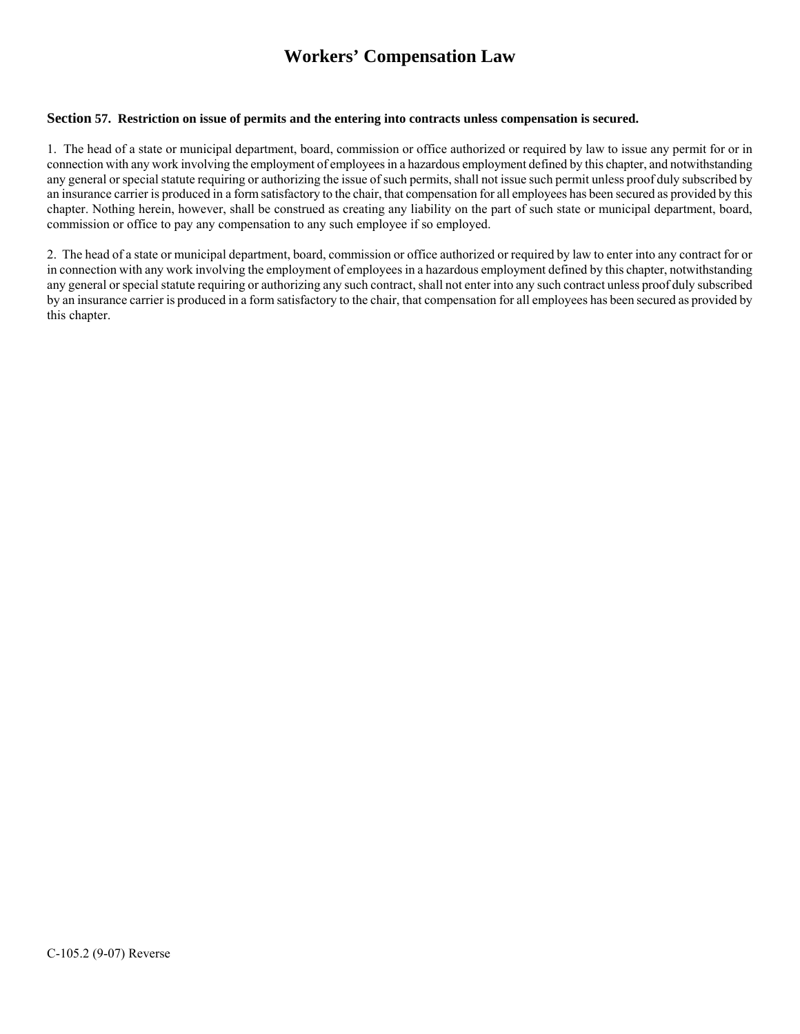# Workers' Compensation Law

**Section 57. Restriction on issue of permits and the entering into contracts unless compensation is secured.**

1. The head of a state or municipal department, board, commission or office authorized or required by law to issue any permit for or in connection with any work involving the employment of employees in a hazardous employment defined by this chapter, and notwithstanding any general or special statute requiring or authorizing the issue of such permits, shall not issue such permit unless proof duly subscribed by an insurance carrier is produced in a form satisfactory to the chair, that compensation for all employees has been secured as provided by this chapter. Nothing herein, however, shall be construed as creating any liability on the part of such state or municipal department, board, commission or office to pay any compensation to any such employee if so employed.

2. The head of a state or municipal department, board, commission or office authorized or required by law to enter into any contract for or in connection with any work involving the employment of employees in a hazardous employment defined by this chapter, notwithstanding any general or special statute requiring or authorizing any such contract, shall not enter into any such contract unless proof duly subscribed by an insurance carrier is produced in a form satisfactory to the chair, that compensation for all employees has been secured as provided by this chapter.

C-105.2 (9-07) Reverse